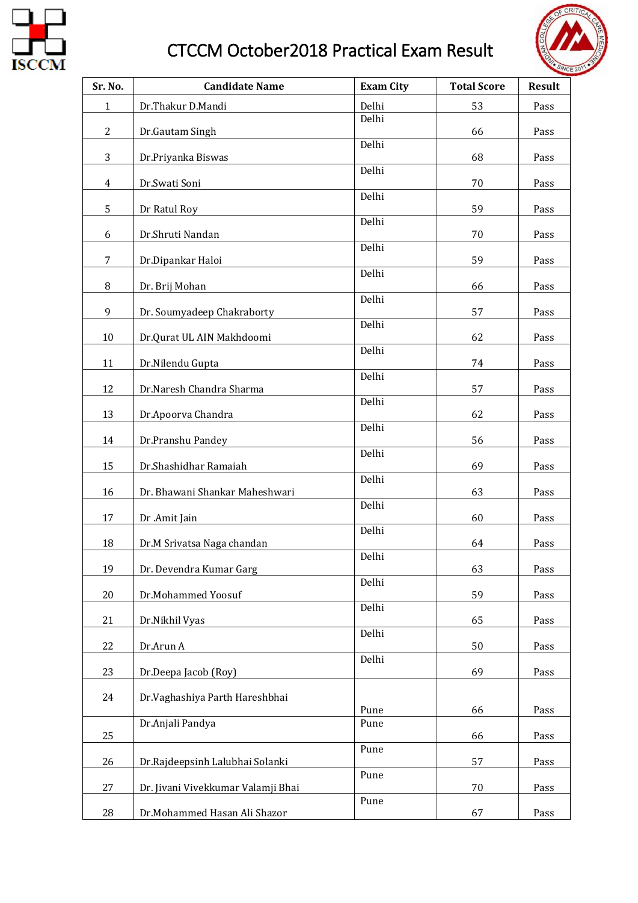# CTCCM October2018 Practical Exam Result

| Sr. No. | Candidate Name | Exam City | Total Score | Result |
|---|---|---|---|---|
| 1 | Dr.Thakur D.Mandi | Delhi | 53 | Pass |
| 2 | Dr.Gautam Singh | Delhi | 66 | Pass |
| 3 | Dr.Priyanka Biswas | Delhi | 68 | Pass |
| 4 | Dr.Swati Soni | Delhi | 70 | Pass |
| 5 | Dr Ratul Roy | Delhi | 59 | Pass |
| 6 | Dr.Shruti Nandan | Delhi | 70 | Pass |
| 7 | Dr.Dipankar Haloi | Delhi | 59 | Pass |
| 8 | Dr. Brij Mohan | Delhi | 66 | Pass |
| 9 | Dr. Soumyadeep Chakraborty | Delhi | 57 | Pass |
| 10 | Dr.Qurat UL AIN Makhdoomi | Delhi | 62 | Pass |
| 11 | Dr.Nilendu Gupta | Delhi | 74 | Pass |
| 12 | Dr.Naresh Chandra Sharma | Delhi | 57 | Pass |
| 13 | Dr.Apoorva Chandra | Delhi | 62 | Pass |
| 14 | Dr.Pranshu Pandey | Delhi | 56 | Pass |
| 15 | Dr.Shashidhar Ramaiah | Delhi | 69 | Pass |
| 16 | Dr. Bhawani Shankar Maheshwari | Delhi | 63 | Pass |
| 17 | Dr .Amit Jain | Delhi | 60 | Pass |
| 18 | Dr.M Srivatsa Naga chandan | Delhi | 64 | Pass |
| 19 | Dr. Devendra Kumar Garg | Delhi | 63 | Pass |
| 20 | Dr.Mohammed Yoosuf | Delhi | 59 | Pass |
| 21 | Dr.Nikhil Vyas | Delhi | 65 | Pass |
| 22 | Dr.Arun A | Delhi | 50 | Pass |
| 23 | Dr.Deepa Jacob (Roy) | Delhi | 69 | Pass |
| 24 | Dr.Vaghashiya Parth Hareshbhai | Pune | 66 | Pass |
| 25 | Dr.Anjali Pandya | Pune | 66 | Pass |
| 26 | Dr.Rajdeepsinh Lalubhai Solanki | Pune | 57 | Pass |
| 27 | Dr. Jivani Vivekkumar Valamji Bhai | Pune | 70 | Pass |
| 28 | Dr.Mohammed Hasan Ali Shazor | Pune | 67 | Pass |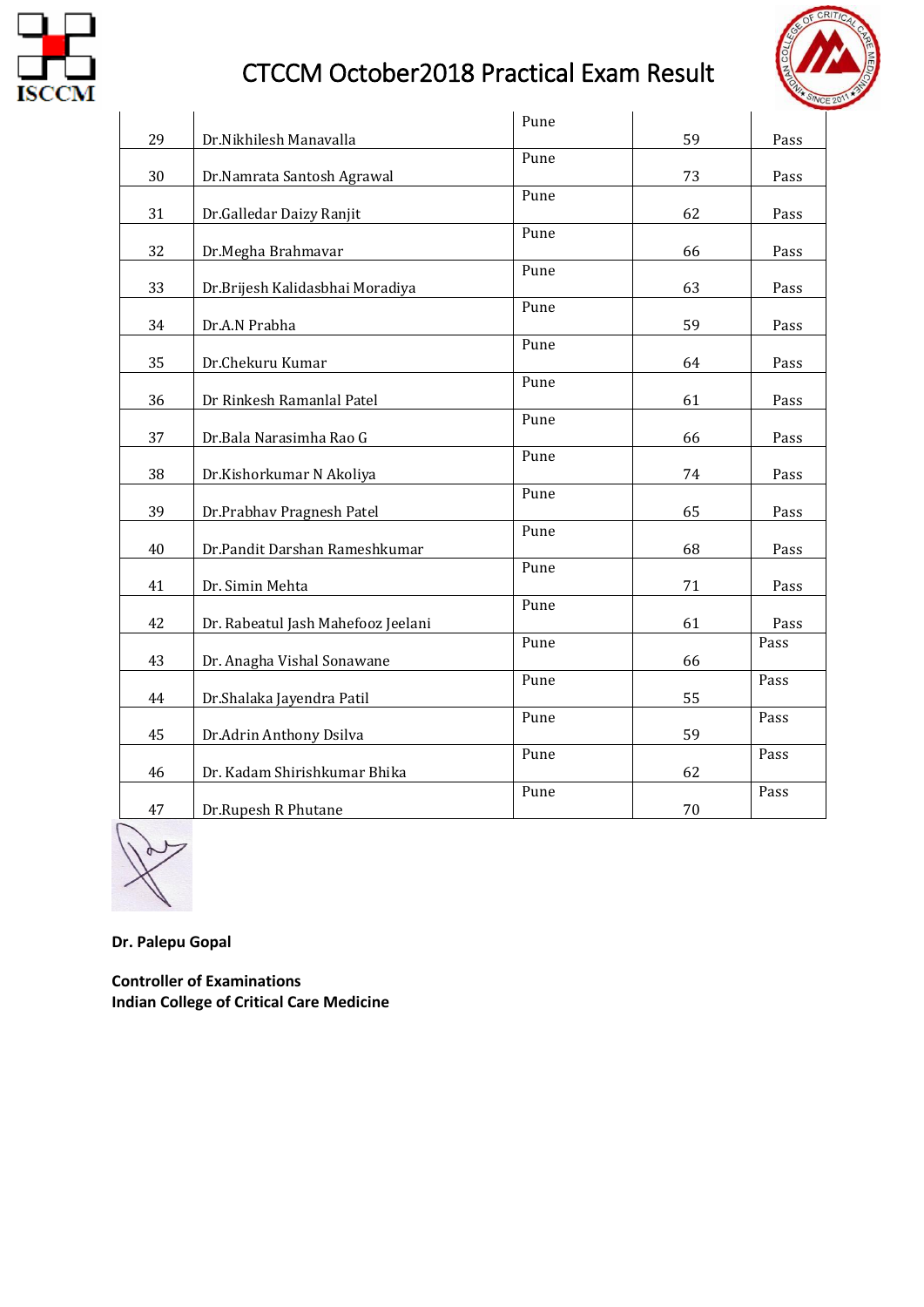# CTCCM October2018 Practical Exam Result

| | | | | |
|---|---|---|---|---|
| 29 | Dr.Nikhilesh Manavalla | Pune | 59 | Pass |
| 30 | Dr.Namrata Santosh Agrawal | Pune | 73 | Pass |
| 31 | Dr.Galledar Daizy Ranjit | Pune | 62 | Pass |
| 32 | Dr.Megha Brahmavar | Pune | 66 | Pass |
| 33 | Dr.Brijesh Kalidasbhai Moradiya | Pune | 63 | Pass |
| 34 | Dr.A.N Prabha | Pune | 59 | Pass |
| 35 | Dr.Chekuru Kumar | Pune | 64 | Pass |
| 36 | Dr Rinkesh Ramanlal Patel | Pune | 61 | Pass |
| 37 | Dr.Bala Narasimha Rao G | Pune | 66 | Pass |
| 38 | Dr.Kishorkumar N Akoliya | Pune | 74 | Pass |
| 39 | Dr.Prabhav Pragnesh Patel | Pune | 65 | Pass |
| 40 | Dr.Pandit Darshan Rameshkumar | Pune | 68 | Pass |
| 41 | Dr. Simin Mehta | Pune | 71 | Pass |
| 42 | Dr. Rabeatul Jash Mahefooz Jeelani | Pune | 61 | Pass |
| 43 | Dr. Anagha Vishal Sonawane | Pune | 66 | Pass |
| 44 | Dr.Shalaka Jayendra Patil | Pune | 55 | Pass |
| 45 | Dr.Adrin Anthony Dsilva | Pune | 59 | Pass |
| 46 | Dr. Kadam Shirishkumar Bhika | Pune | 62 | Pass |
| 47 | Dr.Rupesh R Phutane | Pune | 70 | Pass |

**Dr. Palepu Gopal**

**Controller of Examinations**
**Indian College of Critical Care Medicine**